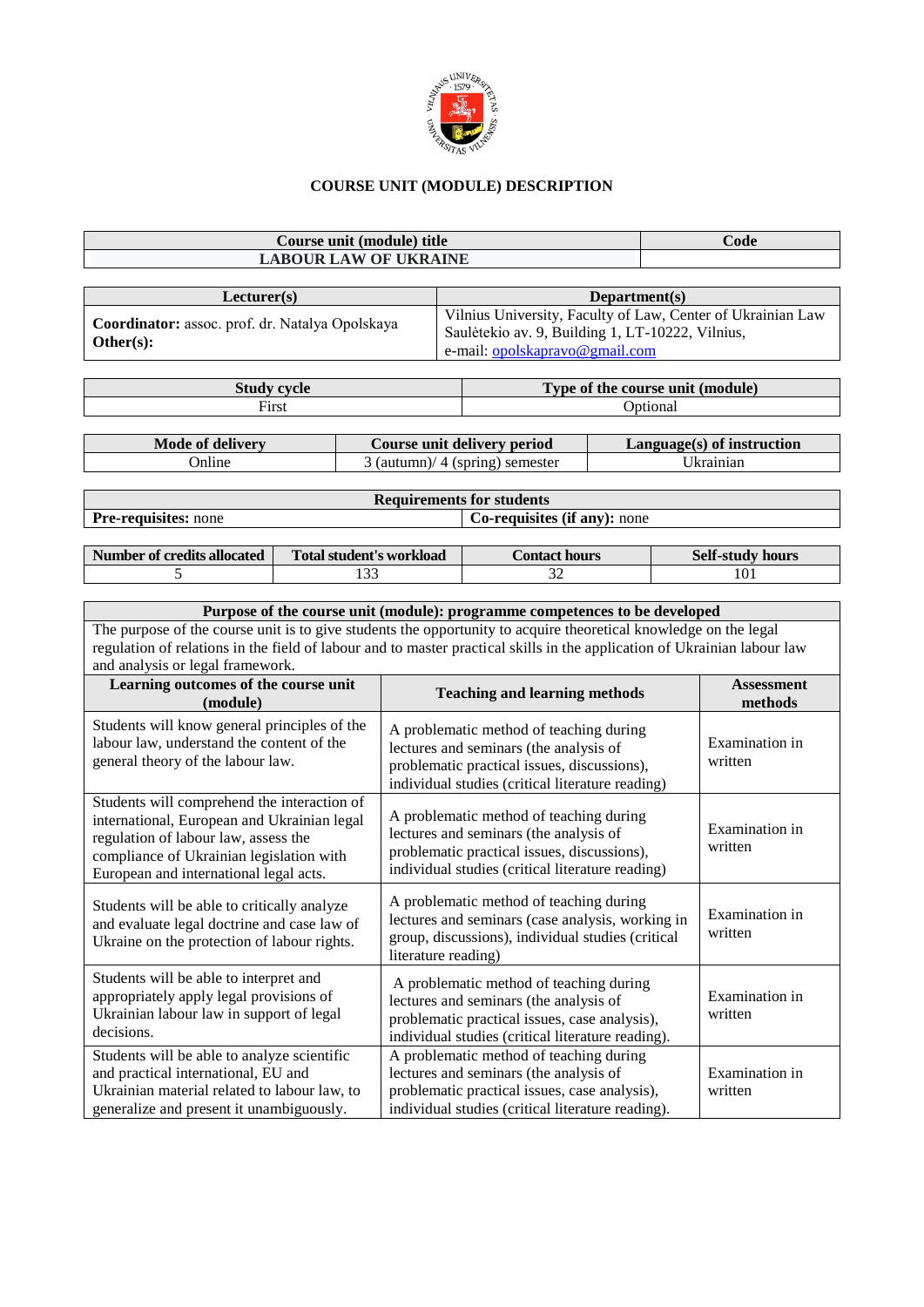# COURSE UNIT (MODULE) DESCRIPTION

| Course unit (module) title | Code |
|---|---|
| LABOUR LAW OF UKRAINE | |

| Lecturer(s) | Department(s) |
|---|---|
| **Coordinator:** assoc. prof. dr. Natalya Opolskaya<br>**Other(s):** | Vilnius University, Faculty of Law, Center of Ukrainian Law<br>Saulėtekio av. 9, Building 1, LT-10222, Vilnius,<br>e-mail: opolskapravo@gmail.com |

| Study cycle | Type of the course unit (module) |
|---|---|
| First | Optional |

| Mode of delivery | Course unit delivery period | Language(s) of instruction |
|---|---|---|
| Online | 3 (autumn)/ 4 (spring) semester | Ukrainian |

| Requirements for students | |
|---|---|
| **Pre-requisites:** none | **Co-requisites (if any):** none |

| Number of credits allocated | Total student's workload | Contact hours | Self-study hours |
|---|---|---|---|
| 5 | 133 | 32 | 101 |

| Purpose of the course unit (module): programme competences to be developed | | |
|---|---|---|
| The purpose of the course unit is to give students the opportunity to acquire theoretical knowledge on the legal regulation of relations in the field of labour and to master practical skills in the application of Ukrainian labour law and analysis or legal framework. | | |
| **Learning outcomes of the course unit (module)** | **Teaching and learning methods** | **Assessment methods** |
| Students will know general principles of the labour law, understand the content of the general theory of the labour law. | A problematic method of teaching during lectures and seminars (the analysis of problematic practical issues, discussions), individual studies (critical literature reading) | Examination in written |
| Students will comprehend the interaction of international, European and Ukrainian legal regulation of labour law, assess the compliance of Ukrainian legislation with European and international legal acts. | A problematic method of teaching during lectures and seminars (the analysis of problematic practical issues, discussions), individual studies (critical literature reading) | Examination in written |
| Students will be able to critically analyze and evaluate legal doctrine and case law of Ukraine on the protection of labour rights. | A problematic method of teaching during lectures and seminars (case analysis, working in group, discussions), individual studies (critical literature reading) | Examination in written |
| Students will be able to interpret and appropriately apply legal provisions of Ukrainian labour law in support of legal decisions. | A problematic method of teaching during lectures and seminars (the analysis of problematic practical issues, case analysis), individual studies (critical literature reading). | Examination in written |
| Students will be able to analyze scientific and practical international, EU and Ukrainian material related to labour law, to generalize and present it unambiguously. | A problematic method of teaching during lectures and seminars (the analysis of problematic practical issues, case analysis), individual studies (critical literature reading). | Examination in written |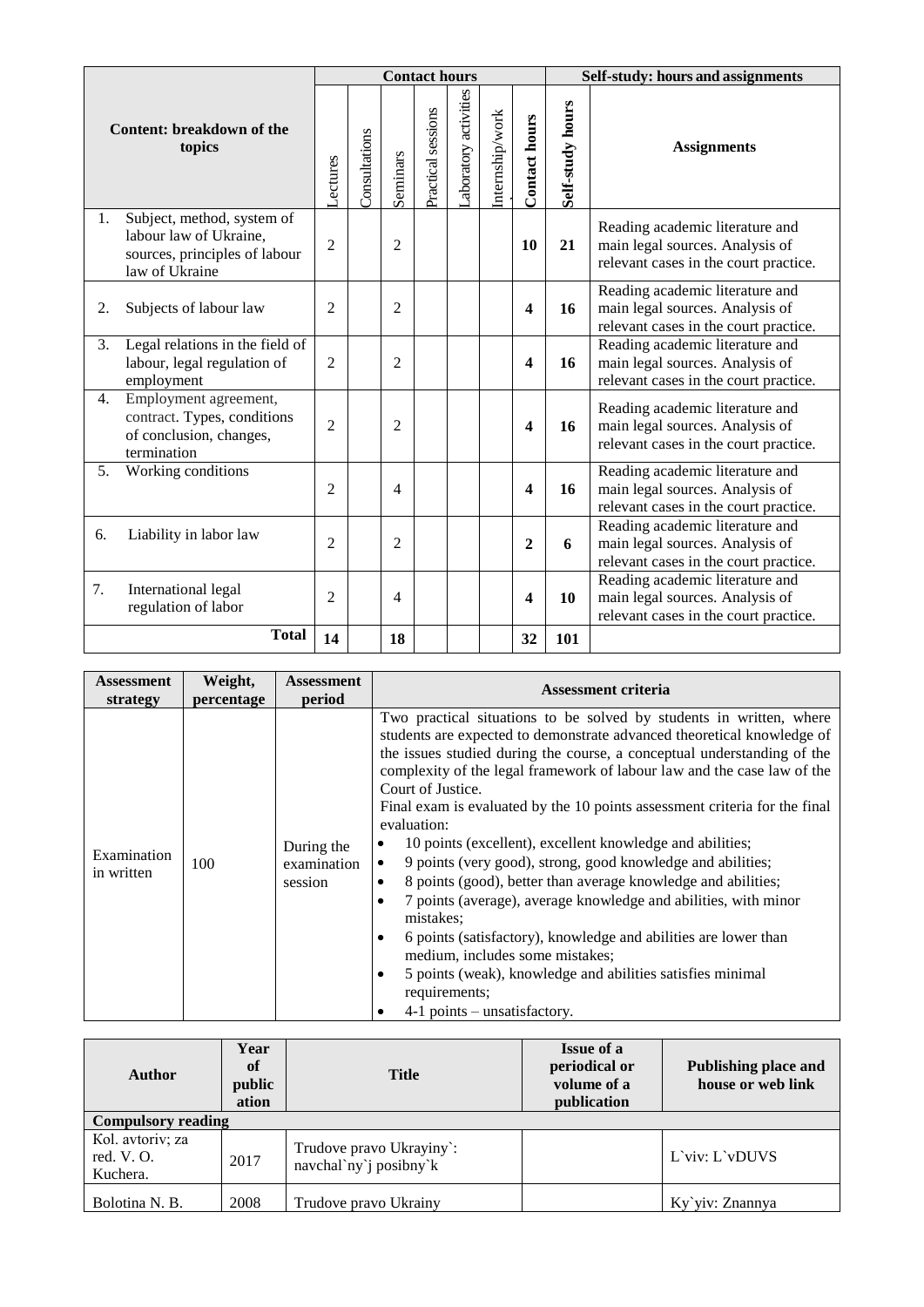| Content: breakdown of the topics | Contact hours | | | | | | | Self-study: hours and assignments | |
|---|---|---|---|---|---|---|---|---|---|
| | Lectures | Consultations | Seminars | Practical sessions | Laboratory activities | Internship/work | Contact hours | Self-study hours | Assignments |
| 1. Subject, method, system of labour law of Ukraine, sources, principles of labour law of Ukraine | 2 | | 2 | | | | **10** | **21** | Reading academic literature and main legal sources. Analysis of relevant cases in the court practice. |
| 2. Subjects of labour law | 2 | | 2 | | | | **4** | **16** | Reading academic literature and main legal sources. Analysis of relevant cases in the court practice. |
| 3. Legal relations in the field of labour, legal regulation of employment | 2 | | 2 | | | | **4** | **16** | Reading academic literature and main legal sources. Analysis of relevant cases in the court practice. |
| 4. Employment agreement, contract. Types, conditions of conclusion, changes, termination | 2 | | 2 | | | | **4** | **16** | Reading academic literature and main legal sources. Analysis of relevant cases in the court practice. |
| 5. Working conditions | 2 | | 4 | | | | **4** | **16** | Reading academic literature and main legal sources. Analysis of relevant cases in the court practice. |
| 6. Liability in labor law | 2 | | 2 | | | | **2** | **6** | Reading academic literature and main legal sources. Analysis of relevant cases in the court practice. |
| 7. International legal regulation of labor | 2 | | 4 | | | | **4** | **10** | Reading academic literature and main legal sources. Analysis of relevant cases in the court practice. |
| **Total** | **14** | | **18** | | | | **32** | **101** | |

| Assessment strategy | Weight, percentage | Assessment period | Assessment criteria |
|---|---|---|---|
| Examination in written | 100 | During the examination session | Two practical situations to be solved by students in written, where students are expected to demonstrate advanced theoretical knowledge of the issues studied during the course, a conceptual understanding of the complexity of the legal framework of labour law and the case law of the Court of Justice.<br>Final exam is evaluated by the 10 points assessment criteria for the final evaluation:<br>• 10 points (excellent), excellent knowledge and abilities;<br>• 9 points (very good), strong, good knowledge and abilities;<br>• 8 points (good), better than average knowledge and abilities;<br>• 7 points (average), average knowledge and abilities, with minor mistakes;<br>• 6 points (satisfactory), knowledge and abilities are lower than medium, includes some mistakes;<br>• 5 points (weak), knowledge and abilities satisfies minimal requirements;<br>• 4-1 points – unsatisfactory. |

| Author | Year of publication | Title | Issue of a periodical or volume of a publication | Publishing place and house or web link |
|---|---|---|---|---|
| **Compulsory reading** | | | | |
| Kol. avtoriv; za red. V. O. Kuchera. | 2017 | Trudove pravo Ukrayiny`: navchal`ny`j posibny`k | | L`viv: L`vDUVS |
| Bolotina N. B. | 2008 | Trudove pravo Ukrainy | | Ky`yiv: Znannya |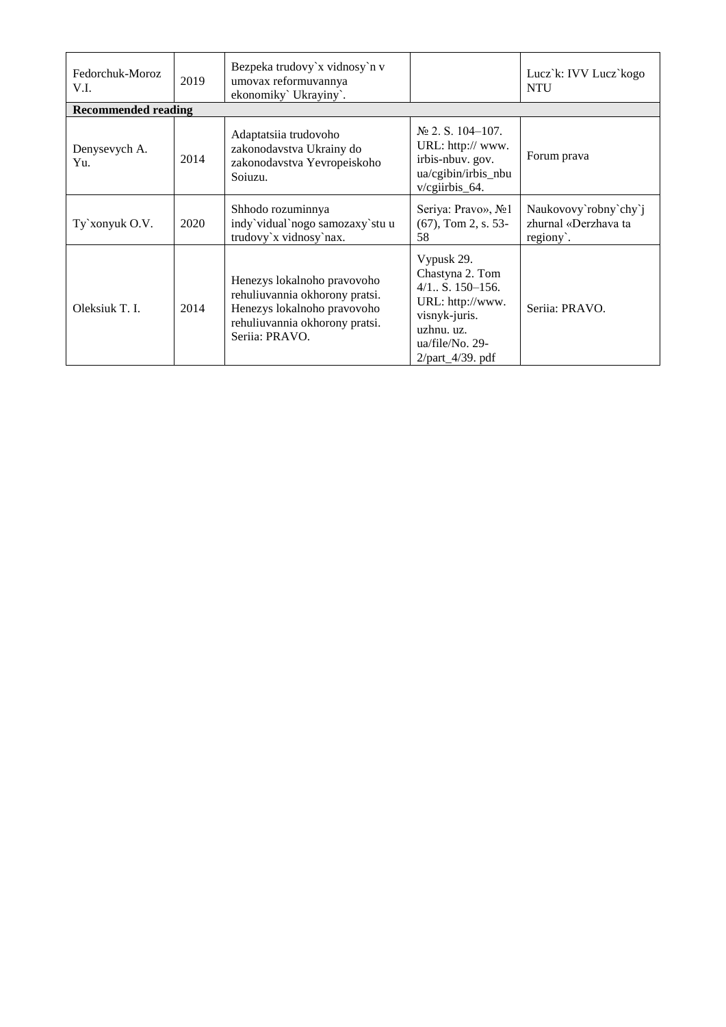| | | | | |
|---|---|---|---|---|
| Fedorchuk-Moroz V.I. | 2019 | Bezpeka trudovy`x vidnosy`n v umovax reformuvannya ekonomiky` Ukrayiny`. | | Lucz`k: IVV Lucz`kogo NTU |
| **Recommended reading** | | | | |
| Denysevych A. Yu. | 2014 | Adaptatsiia trudovoho zakonodavstva Ukrainy do zakonodavstva Yevropeiskoho Soiuzu. | № 2. S. 104–107. URL: http:// www. irbis-nbuv. gov. ua/cgibin/irbis_nbu v/cgiirbis_64. | Forum prava |
| Ty`xonyuk O.V. | 2020 | Shhodo rozuminnya indy`vidual`nogo samozaxy`stu u trudovy`x vidnosy`nax. | Seriya: Pravo», №1 (67), Tom 2, s. 53-58 | Naukovovy`robny`chy`j zhurnal «Derzhava ta regiony`. |
| Oleksiuk T. I. | 2014 | Henezys lokalnoho pravovoho rehuliuvannia okhorony pratsi. Henezys lokalnoho pravovoho rehuliuvannia okhorony pratsi. Seriia: PRAVO. | Vypusk 29. Chastyna 2. Tom 4/1.. S. 150–156. URL: http://www. visnyk-juris. uzhnu. uz. ua/file/No. 29-2/part_4/39. pdf | Seriia: PRAVO. |